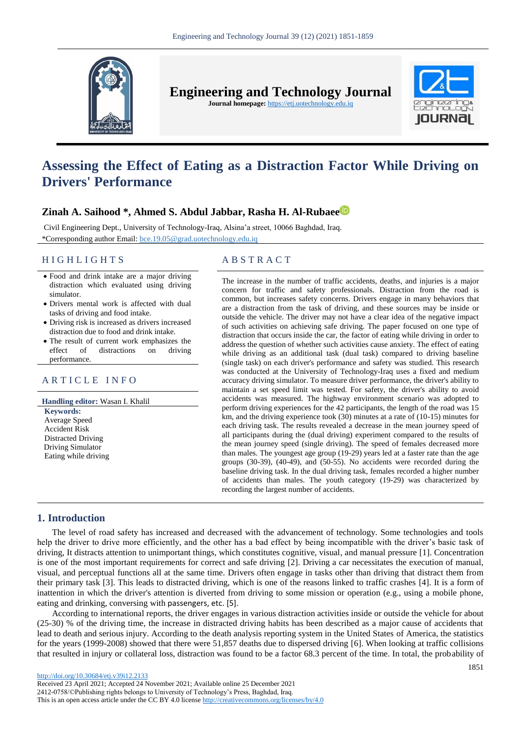# Assessing the Effect of Eating as a Distraction Factor While Driving on Drivers' Performance

**Zinah A. Saihood \*, Ahmed S. Abdul Jabbar, Rasha H. Al-Rubaee**

Civil Engineering Dept., University of Technology-Iraq, Alsina'a street, 10066 Baghdad, Iraq.
\*Corresponding author Email: bce.19.05@grad.uotechnology.edu.iq

## HIGHLIGHTS

- Food and drink intake are a major driving distraction which evaluated using driving simulator.
- Drivers mental work is affected with dual tasks of driving and food intake.
- Driving risk is increased as drivers increased distraction due to food and drink intake.
- The result of current work emphasizes the effect of distractions on driving performance.

## ARTICLE INFO

**Handling editor:** Wasan I. Khalil

**Keywords:**
Average Speed
Accident Risk
Distracted Driving
Driving Simulator
Eating while driving

## ABSTRACT

The increase in the number of traffic accidents, deaths, and injuries is a major concern for traffic and safety professionals. Distraction from the road is common, but increases safety concerns. Drivers engage in many behaviors that are a distraction from the task of driving, and these sources may be inside or outside the vehicle. The driver may not have a clear idea of the negative impact of such activities on achieving safe driving. The paper focused on one type of distraction that occurs inside the car, the factor of eating while driving in order to address the question of whether such activities cause anxiety. The effect of eating while driving as an additional task (dual task) compared to driving baseline (single task) on each driver's performance and safety was studied. This research was conducted at the University of Technology-Iraq uses a fixed and medium accuracy driving simulator. To measure driver performance, the driver's ability to maintain a set speed limit was tested. For safety, the driver's ability to avoid accidents was measured. The highway environment scenario was adopted to perform driving experiences for the 42 participants, the length of the road was 15 km, and the driving experience took (30) minutes at a rate of (10-15) minutes for each driving task. The results revealed a decrease in the mean journey speed of all participants during the (dual driving) experiment compared to the results of the mean journey speed (single driving). The speed of females decreased more than males. The youngest age group (19-29) years led at a faster rate than the age groups (30-39), (40-49), and (50-55). No accidents were recorded during the baseline driving task. In the dual driving task, females recorded a higher number of accidents than males. The youth category (19-29) was characterized by recording the largest number of accidents.

## 1. Introduction

The level of road safety has increased and decreased with the advancement of technology. Some technologies and tools help the driver to drive more efficiently, and the other has a bad effect by being incompatible with the driver's basic task of driving, It distracts attention to unimportant things, which constitutes cognitive, visual, and manual pressure [1]. Concentration is one of the most important requirements for correct and safe driving [2]. Driving a car necessitates the execution of manual, visual, and perceptual functions all at the same time. Drivers often engage in tasks other than driving that distract them from their primary task [3]. This leads to distracted driving, which is one of the reasons linked to traffic crashes [4]. It is a form of inattention in which the driver's attention is diverted from driving to some mission or operation (e.g., using a mobile phone, eating and drinking, conversing with passengers, etc. [5].

According to international reports, the driver engages in various distraction activities inside or outside the vehicle for about (25-30) % of the driving time, the increase in distracted driving habits has been described as a major cause of accidents that lead to death and serious injury. According to the death analysis reporting system in the United States of America, the statistics for the years (1999-2008) showed that there were 51,857 deaths due to dispersed driving [6]. When looking at traffic collisions that resulted in injury or collateral loss, distraction was found to be a factor 68.3 percent of the time. In total, the probability of

http://doi.org/10.30684/etj.v39i12.2133
Received 23 April 2021; Accepted 24 November 2021; Available online 25 December 2021
2412-0758/©Publishing rights belongs to University of Technology's Press, Baghdad, Iraq.
This is an open access article under the CC BY 4.0 license http://creativecommons.org/licenses/by/4.0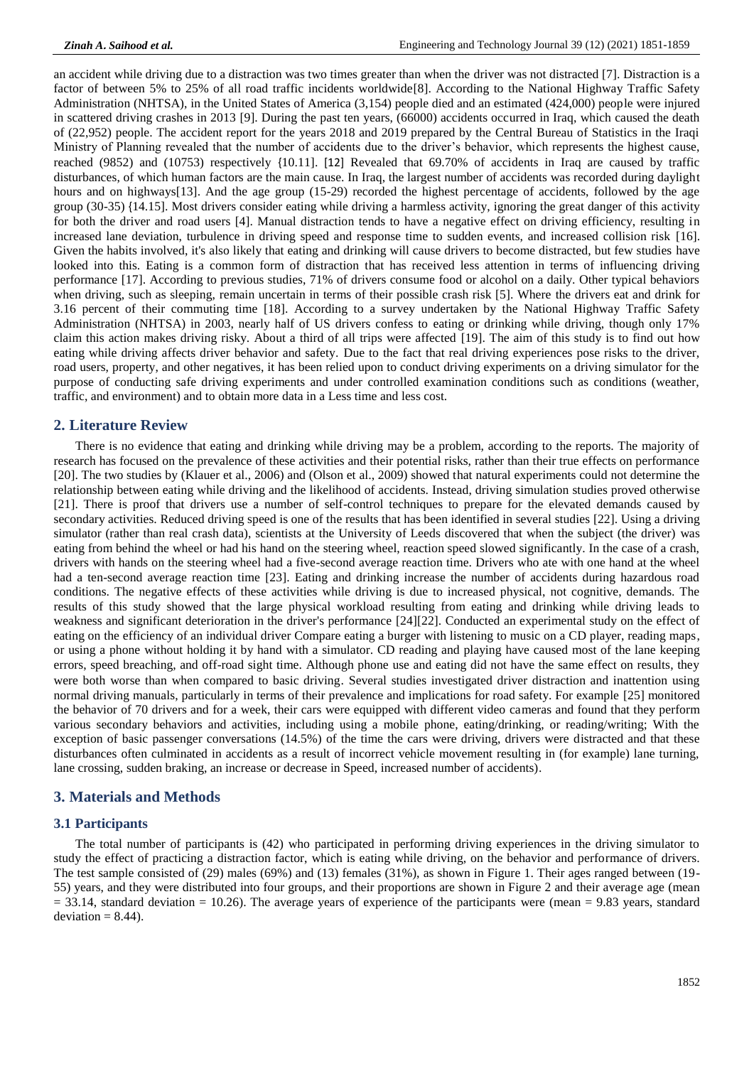an accident while driving due to a distraction was two times greater than when the driver was not distracted [7]. Distraction is a factor of between 5% to 25% of all road traffic incidents worldwide[8]. According to the National Highway Traffic Safety Administration (NHTSA), in the United States of America (3,154) people died and an estimated (424,000) people were injured in scattered driving crashes in 2013 [9]. During the past ten years, (66000) accidents occurred in Iraq, which caused the death of (22,952) people. The accident report for the years 2018 and 2019 prepared by the Central Bureau of Statistics in the Iraqi Ministry of Planning revealed that the number of accidents due to the driver's behavior, which represents the highest cause, reached (9852) and (10753) respectively {10.11}. [12] Revealed that 69.70% of accidents in Iraq are caused by traffic disturbances, of which human factors are the main cause. In Iraq, the largest number of accidents was recorded during daylight hours and on highways[13]. And the age group (15-29) recorded the highest percentage of accidents, followed by the age group (30-35) {14.15}. Most drivers consider eating while driving a harmless activity, ignoring the great danger of this activity for both the driver and road users [4]. Manual distraction tends to have a negative effect on driving efficiency, resulting in increased lane deviation, turbulence in driving speed and response time to sudden events, and increased collision risk [16]. Given the habits involved, it's also likely that eating and drinking will cause drivers to become distracted, but few studies have looked into this. Eating is a common form of distraction that has received less attention in terms of influencing driving performance [17]. According to previous studies, 71% of drivers consume food or alcohol on a daily. Other typical behaviors when driving, such as sleeping, remain uncertain in terms of their possible crash risk [5]. Where the drivers eat and drink for 3.16 percent of their commuting time [18]. According to a survey undertaken by the National Highway Traffic Safety Administration (NHTSA) in 2003, nearly half of US drivers confess to eating or drinking while driving, though only 17% claim this action makes driving risky. About a third of all trips were affected [19]. The aim of this study is to find out how eating while driving affects driver behavior and safety. Due to the fact that real driving experiences pose risks to the driver, road users, property, and other negatives, it has been relied upon to conduct driving experiments on a driving simulator for the purpose of conducting safe driving experiments and under controlled examination conditions such as conditions (weather, traffic, and environment) and to obtain more data in a Less time and less cost.

## 2. Literature Review

There is no evidence that eating and drinking while driving may be a problem, according to the reports. The majority of research has focused on the prevalence of these activities and their potential risks, rather than their true effects on performance [20]. The two studies by (Klauer et al., 2006) and (Olson et al., 2009) showed that natural experiments could not determine the relationship between eating while driving and the likelihood of accidents. Instead, driving simulation studies proved otherwise [21]. There is proof that drivers use a number of self-control techniques to prepare for the elevated demands caused by secondary activities. Reduced driving speed is one of the results that has been identified in several studies [22]. Using a driving simulator (rather than real crash data), scientists at the University of Leeds discovered that when the subject (the driver) was eating from behind the wheel or had his hand on the steering wheel, reaction speed slowed significantly. In the case of a crash, drivers with hands on the steering wheel had a five-second average reaction time. Drivers who ate with one hand at the wheel had a ten-second average reaction time [23]. Eating and drinking increase the number of accidents during hazardous road conditions. The negative effects of these activities while driving is due to increased physical, not cognitive, demands. The results of this study showed that the large physical workload resulting from eating and drinking while driving leads to weakness and significant deterioration in the driver's performance [24][22]. Conducted an experimental study on the effect of eating on the efficiency of an individual driver Compare eating a burger with listening to music on a CD player, reading maps, or using a phone without holding it by hand with a simulator. CD reading and playing have caused most of the lane keeping errors, speed breaching, and off-road sight time. Although phone use and eating did not have the same effect on results, they were both worse than when compared to basic driving. Several studies investigated driver distraction and inattention using normal driving manuals, particularly in terms of their prevalence and implications for road safety. For example [25] monitored the behavior of 70 drivers and for a week, their cars were equipped with different video cameras and found that they perform various secondary behaviors and activities, including using a mobile phone, eating/drinking, or reading/writing; With the exception of basic passenger conversations (14.5%) of the time the cars were driving, drivers were distracted and that these disturbances often culminated in accidents as a result of incorrect vehicle movement resulting in (for example) lane turning, lane crossing, sudden braking, an increase or decrease in Speed, increased number of accidents).

## 3. Materials and Methods

### 3.1 Participants

The total number of participants is (42) who participated in performing driving experiences in the driving simulator to study the effect of practicing a distraction factor, which is eating while driving, on the behavior and performance of drivers. The test sample consisted of (29) males (69%) and (13) females (31%), as shown in Figure 1. Their ages ranged between (19-55) years, and they were distributed into four groups, and their proportions are shown in Figure 2 and their average age (mean = 33.14, standard deviation = 10.26). The average years of experience of the participants were (mean = 9.83 years, standard deviation = 8.44).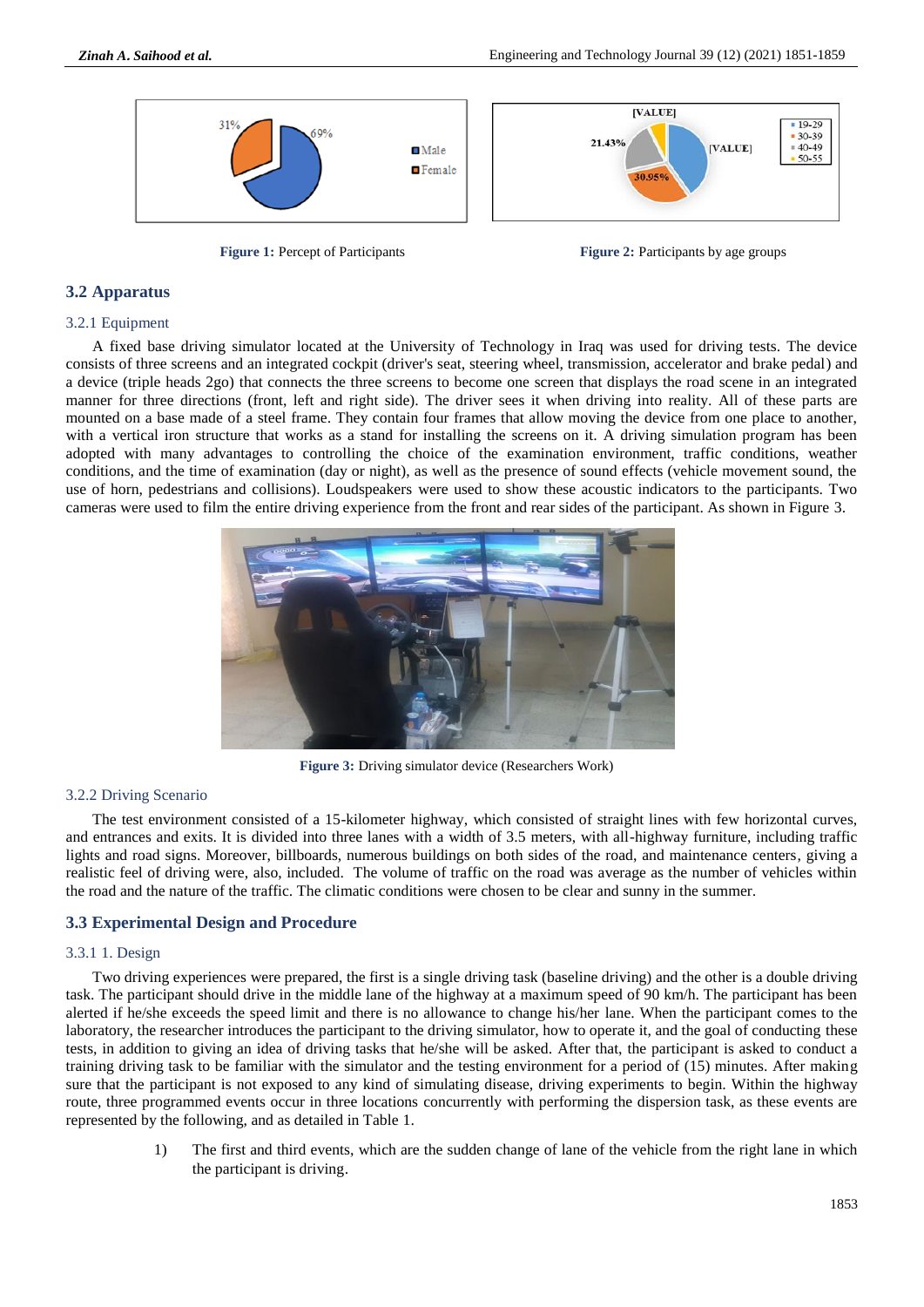Figure 1: Percept of Participants

Figure 2: Participants by age groups

## 3.2 Apparatus

### 3.2.1 Equipment

A fixed base driving simulator located at the University of Technology in Iraq was used for driving tests. The device consists of three screens and an integrated cockpit (driver's seat, steering wheel, transmission, accelerator and brake pedal) and a device (triple heads 2go) that connects the three screens to become one screen that displays the road scene in an integrated manner for three directions (front, left and right side). The driver sees it when driving into reality. All of these parts are mounted on a base made of a steel frame. They contain four frames that allow moving the device from one place to another, with a vertical iron structure that works as a stand for installing the screens on it. A driving simulation program has been adopted with many advantages to controlling the choice of the examination environment, traffic conditions, weather conditions, and the time of examination (day or night), as well as the presence of sound effects (vehicle movement sound, the use of horn, pedestrians and collisions). Loudspeakers were used to show these acoustic indicators to the participants. Two cameras were used to film the entire driving experience from the front and rear sides of the participant. As shown in Figure 3.

Figure 3: Driving simulator device (Researchers Work)

### 3.2.2 Driving Scenario

The test environment consisted of a 15-kilometer highway, which consisted of straight lines with few horizontal curves, and entrances and exits. It is divided into three lanes with a width of 3.5 meters, with all-highway furniture, including traffic lights and road signs. Moreover, billboards, numerous buildings on both sides of the road, and maintenance centers, giving a realistic feel of driving were, also, included. The volume of traffic on the road was average as the number of vehicles within the road and the nature of the traffic. The climatic conditions were chosen to be clear and sunny in the summer.

## 3.3 Experimental Design and Procedure

### 3.3.1 1. Design

Two driving experiences were prepared, the first is a single driving task (baseline driving) and the other is a double driving task. The participant should drive in the middle lane of the highway at a maximum speed of 90 km/h. The participant has been alerted if he/she exceeds the speed limit and there is no allowance to change his/her lane. When the participant comes to the laboratory, the researcher introduces the participant to the driving simulator, how to operate it, and the goal of conducting these tests, in addition to giving an idea of driving tasks that he/she will be asked. After that, the participant is asked to conduct a training driving task to be familiar with the simulator and the testing environment for a period of (15) minutes. After making sure that the participant is not exposed to any kind of simulating disease, driving experiments to begin. Within the highway route, three programmed events occur in three locations concurrently with performing the dispersion task, as these events are represented by the following, and as detailed in Table 1.

1) The first and third events, which are the sudden change of lane of the vehicle from the right lane in which the participant is driving.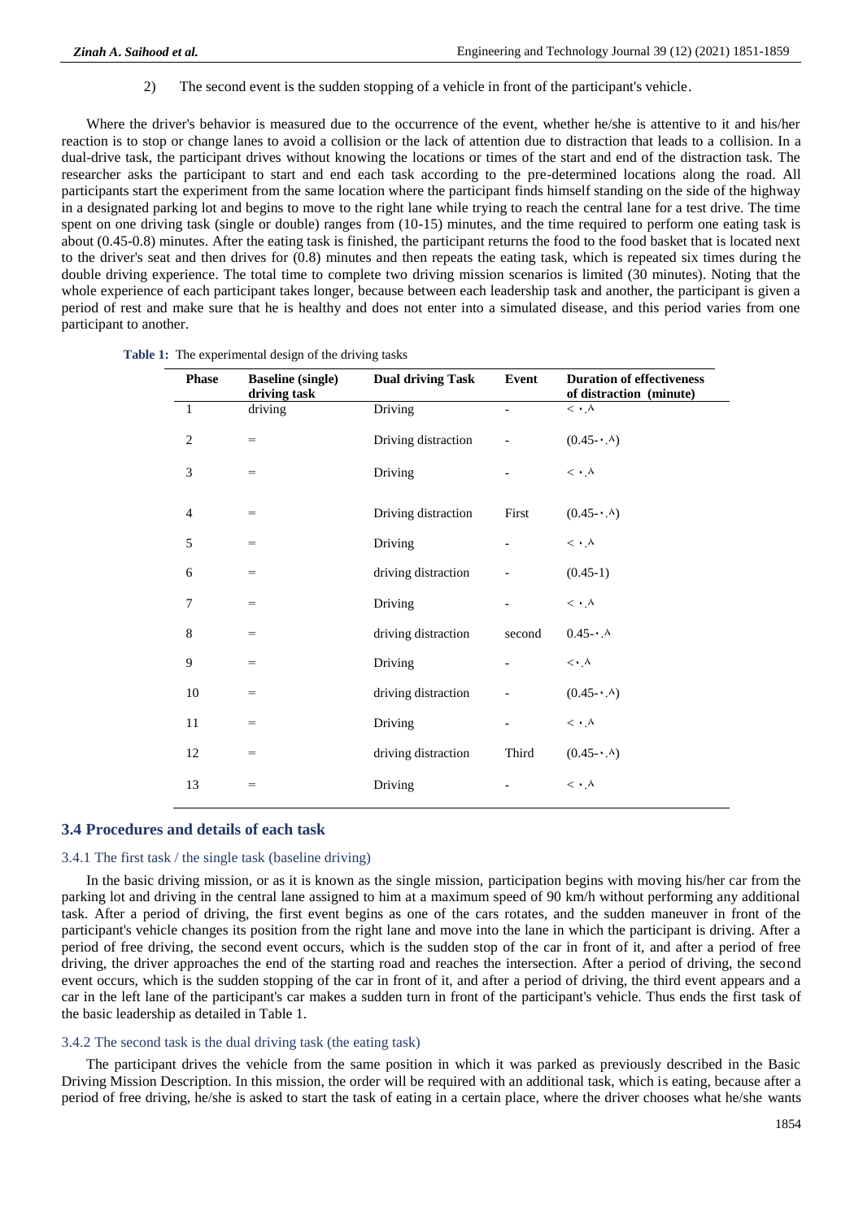2) The second event is the sudden stopping of a vehicle in front of the participant's vehicle.

Where the driver's behavior is measured due to the occurrence of the event, whether he/she is attentive to it and his/her reaction is to stop or change lanes to avoid a collision or the lack of attention due to distraction that leads to a collision. In a dual-drive task, the participant drives without knowing the locations or times of the start and end of the distraction task. The researcher asks the participant to start and end each task according to the pre-determined locations along the road. All participants start the experiment from the same location where the participant finds himself standing on the side of the highway in a designated parking lot and begins to move to the right lane while trying to reach the central lane for a test drive. The time spent on one driving task (single or double) ranges from (10-15) minutes, and the time required to perform one eating task is about (0.45-0.8) minutes. After the eating task is finished, the participant returns the food to the food basket that is located next to the driver's seat and then drives for (0.8) minutes and then repeats the eating task, which is repeated six times during the double driving experience. The total time to complete two driving mission scenarios is limited (30 minutes). Noting that the whole experience of each participant takes longer, because between each leadership task and another, the participant is given a period of rest and make sure that he is healthy and does not enter into a simulated disease, and this period varies from one participant to another.

**Table 1:** The experimental design of the driving tasks

| Phase | Baseline (single) driving task | Dual driving Task | Event | Duration of effectiveness of distraction (minute) |
|---|---|---|---|---|
| 1 | driving | Driving | - | < ٠.٨ |
| 2 | = | Driving distraction | - | (0.45-٠.٨) |
| 3 | = | Driving | - | < ٠.٨ |
| 4 | = | Driving distraction | First | (0.45-٠.٨) |
| 5 | = | Driving | - | < ٠.٨ |
| 6 | = | driving distraction | - | (0.45-1) |
| 7 | = | Driving | - | < ٠.٨ |
| 8 | = | driving distraction | second | 0.45-٠.٨ |
| 9 | = | Driving | - | <٠.٨ |
| 10 | = | driving distraction | - | (0.45-٠.٨) |
| 11 | = | Driving | - | < ٠.٨ |
| 12 | = | driving distraction | Third | (0.45-٠.٨) |
| 13 | = | Driving | - | < ٠.٨ |

## 3.4 Procedures and details of each task

### 3.4.1 The first task / the single task (baseline driving)

In the basic driving mission, or as it is known as the single mission, participation begins with moving his/her car from the parking lot and driving in the central lane assigned to him at a maximum speed of 90 km/h without performing any additional task. After a period of driving, the first event begins as one of the cars rotates, and the sudden maneuver in front of the participant's vehicle changes its position from the right lane and move into the lane in which the participant is driving. After a period of free driving, the second event occurs, which is the sudden stop of the car in front of it, and after a period of free driving, the driver approaches the end of the starting road and reaches the intersection. After a period of driving, the second event occurs, which is the sudden stopping of the car in front of it, and after a period of driving, the third event appears and a car in the left lane of the participant's car makes a sudden turn in front of the participant's vehicle. Thus ends the first task of the basic leadership as detailed in Table 1.

### 3.4.2 The second task is the dual driving task (the eating task)

The participant drives the vehicle from the same position in which it was parked as previously described in the Basic Driving Mission Description. In this mission, the order will be required with an additional task, which is eating, because after a period of free driving, he/she is asked to start the task of eating in a certain place, where the driver chooses what he/she wants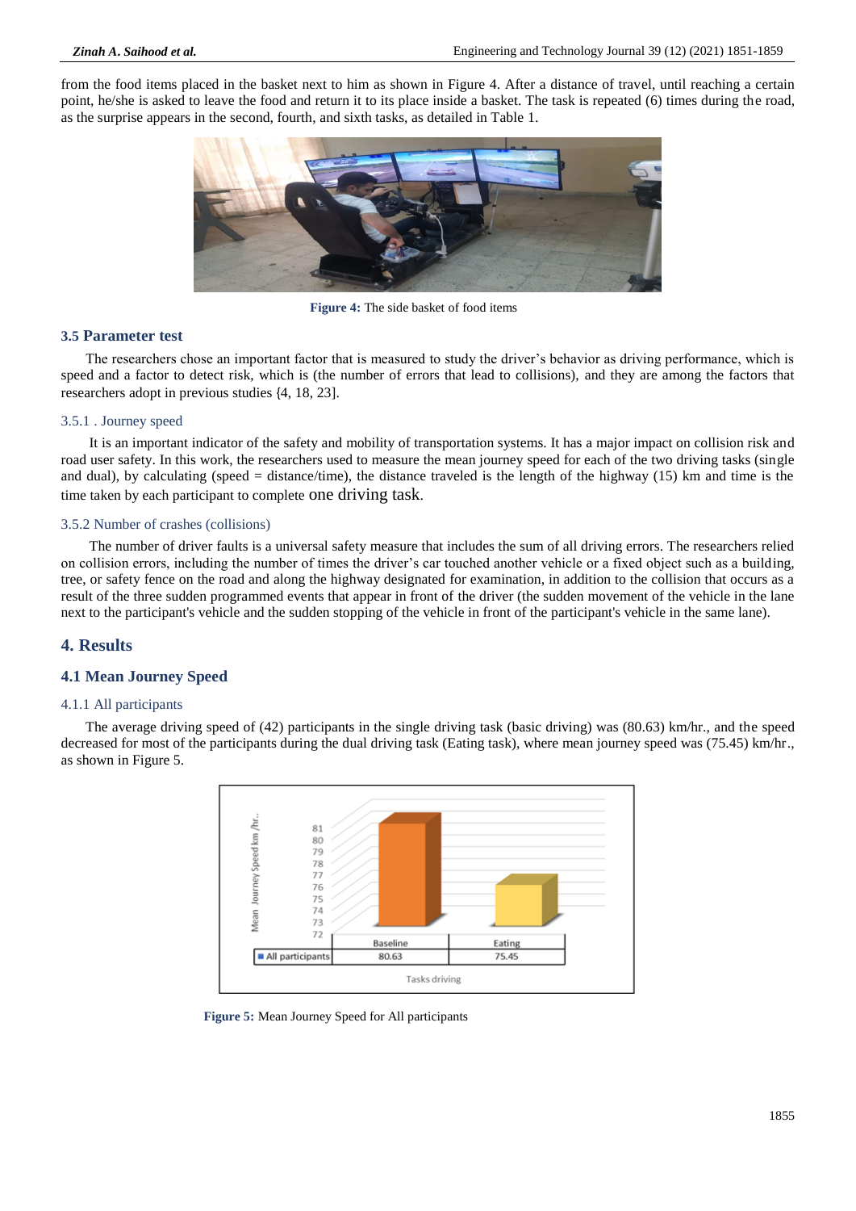from the food items placed in the basket next to him as shown in Figure 4. After a distance of travel, until reaching a certain point, he/she is asked to leave the food and return it to its place inside a basket. The task is repeated (6) times during the road, as the surprise appears in the second, fourth, and sixth tasks, as detailed in Table 1.

**Figure 4:** The side basket of food items

### 3.5 Parameter test

The researchers chose an important factor that is measured to study the driver's behavior as driving performance, which is speed and a factor to detect risk, which is (the number of errors that lead to collisions), and they are among the factors that researchers adopt in previous studies {4, 18, 23].

#### 3.5.1 . Journey speed

It is an important indicator of the safety and mobility of transportation systems. It has a major impact on collision risk and road user safety. In this work, the researchers used to measure the mean journey speed for each of the two driving tasks (single and dual), by calculating (speed = distance/time), the distance traveled is the length of the highway (15) km and time is the time taken by each participant to complete one driving task.

#### 3.5.2 Number of crashes (collisions)

The number of driver faults is a universal safety measure that includes the sum of all driving errors. The researchers relied on collision errors, including the number of times the driver's car touched another vehicle or a fixed object such as a building, tree, or safety fence on the road and along the highway designated for examination, in addition to the collision that occurs as a result of the three sudden programmed events that appear in front of the driver (the sudden movement of the vehicle in the lane next to the participant's vehicle and the sudden stopping of the vehicle in front of the participant's vehicle in the same lane).

## 4. Results

### 4.1 Mean Journey Speed

#### 4.1.1 All participants

The average driving speed of (42) participants in the single driving task (basic driving) was (80.63) km/hr., and the speed decreased for most of the participants during the dual driving task (Eating task), where mean journey speed was (75.45) km/hr., as shown in Figure 5.

| | Baseline | Eating |
|---|---|---|
| All participants | 80.63 | 75.45 |

**Figure 5:** Mean Journey Speed for All participants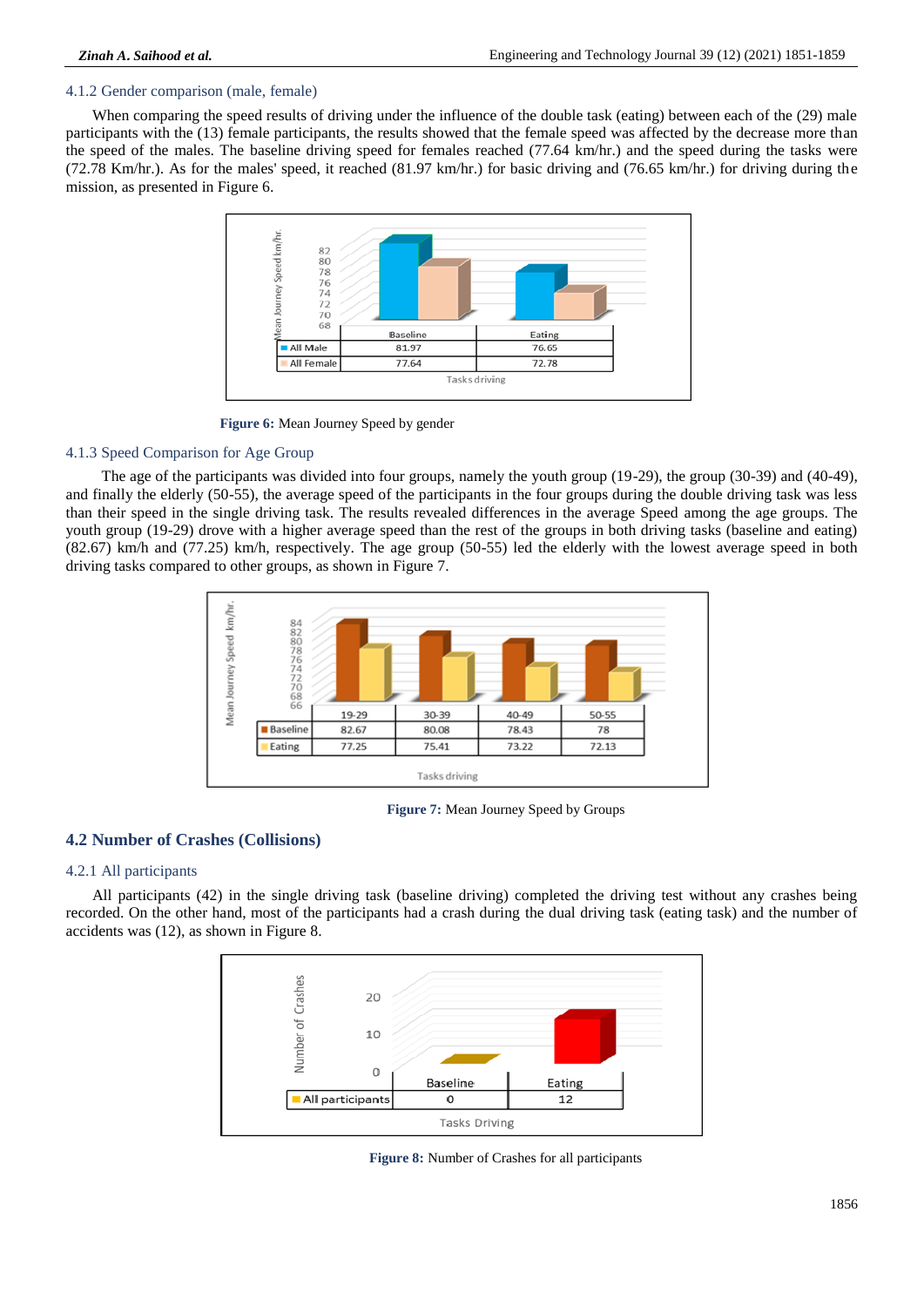### 4.1.2 Gender comparison (male, female)

When comparing the speed results of driving under the influence of the double task (eating) between each of the (29) male participants with the (13) female participants, the results showed that the female speed was affected by the decrease more than the speed of the males. The baseline driving speed for females reached (77.64 km/hr.) and the speed during the tasks were (72.78 Km/hr.). As for the males' speed, it reached (81.97 km/hr.) for basic driving and (76.65 km/hr.) for driving during the mission, as presented in Figure 6.

| | Baseline | Eating |
|---|---|---|
| All Male | 81.97 | 76.65 |
| All Female | 77.64 | 72.78 |

**Figure 6:** Mean Journey Speed by gender

### 4.1.3 Speed Comparison for Age Group

The age of the participants was divided into four groups, namely the youth group (19-29), the group (30-39) and (40-49), and finally the elderly (50-55), the average speed of the participants in the four groups during the double driving task was less than their speed in the single driving task. The results revealed differences in the average Speed among the age groups. The youth group (19-29) drove with a higher average speed than the rest of the groups in both driving tasks (baseline and eating) (82.67) km/h and (77.25) km/h, respectively. The age group (50-55) led the elderly with the lowest average speed in both driving tasks compared to other groups, as shown in Figure 7.

| | 19-29 | 30-39 | 40-49 | 50-55 |
|---|---|---|---|---|
| Baseline | 82.67 | 80.08 | 78.43 | 78 |
| Eating | 77.25 | 75.41 | 73.22 | 72.13 |

**Figure 7:** Mean Journey Speed by Groups

## 4.2 Number of Crashes (Collisions)

### 4.2.1 All participants

All participants (42) in the single driving task (baseline driving) completed the driving test without any crashes being recorded. On the other hand, most of the participants had a crash during the dual driving task (eating task) and the number of accidents was (12), as shown in Figure 8.

| | Baseline | Eating |
|---|---|---|
| All participants | 0 | 12 |

**Figure 8:** Number of Crashes for all participants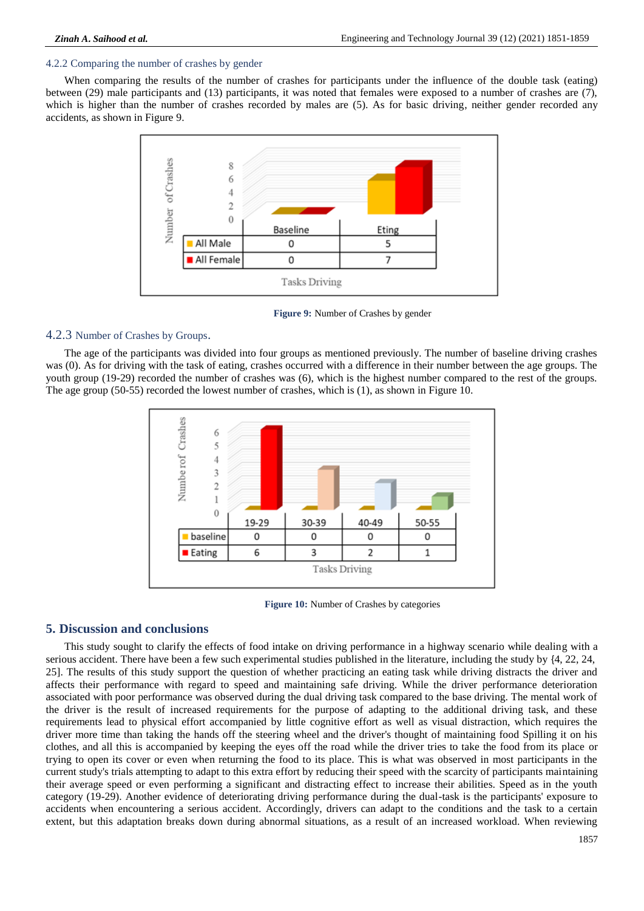### 4.2.2 Comparing the number of crashes by gender

When comparing the results of the number of crashes for participants under the influence of the double task (eating) between (29) male participants and (13) participants, it was noted that females were exposed to a number of crashes are (7), which is higher than the number of crashes recorded by males are (5). As for basic driving, neither gender recorded any accidents, as shown in Figure 9.

| | Baseline | Eting |
|---|---|---|
| All Male | 0 | 5 |
| All Female | 0 | 7 |

**Figure 9:** Number of Crashes by gender

### 4.2.3 Number of Crashes by Groups.

The age of the participants was divided into four groups as mentioned previously. The number of baseline driving crashes was (0). As for driving with the task of eating, crashes occurred with a difference in their number between the age groups. The youth group (19-29) recorded the number of crashes was (6), which is the highest number compared to the rest of the groups. The age group (50-55) recorded the lowest number of crashes, which is (1), as shown in Figure 10.

| | 19-29 | 30-39 | 40-49 | 50-55 |
|---|---|---|---|---|
| baseline | 0 | 0 | 0 | 0 |
| Eating | 6 | 3 | 2 | 1 |

**Figure 10:** Number of Crashes by categories

## 5. Discussion and conclusions

This study sought to clarify the effects of food intake on driving performance in a highway scenario while dealing with a serious accident. There have been a few such experimental studies published in the literature, including the study by {4, 22, 24, 25]. The results of this study support the question of whether practicing an eating task while driving distracts the driver and affects their performance with regard to speed and maintaining safe driving. While the driver performance deterioration associated with poor performance was observed during the dual driving task compared to the base driving. The mental work of the driver is the result of increased requirements for the purpose of adapting to the additional driving task, and these requirements lead to physical effort accompanied by little cognitive effort as well as visual distraction, which requires the driver more time than taking the hands off the steering wheel and the driver's thought of maintaining food Spilling it on his clothes, and all this is accompanied by keeping the eyes off the road while the driver tries to take the food from its place or trying to open its cover or even when returning the food to its place. This is what was observed in most participants in the current study's trials attempting to adapt to this extra effort by reducing their speed with the scarcity of participants maintaining their average speed or even performing a significant and distracting effect to increase their abilities. Speed as in the youth category (19-29). Another evidence of deteriorating driving performance during the dual-task is the participants' exposure to accidents when encountering a serious accident. Accordingly, drivers can adapt to the conditions and the task to a certain extent, but this adaptation breaks down during abnormal situations, as a result of an increased workload. When reviewing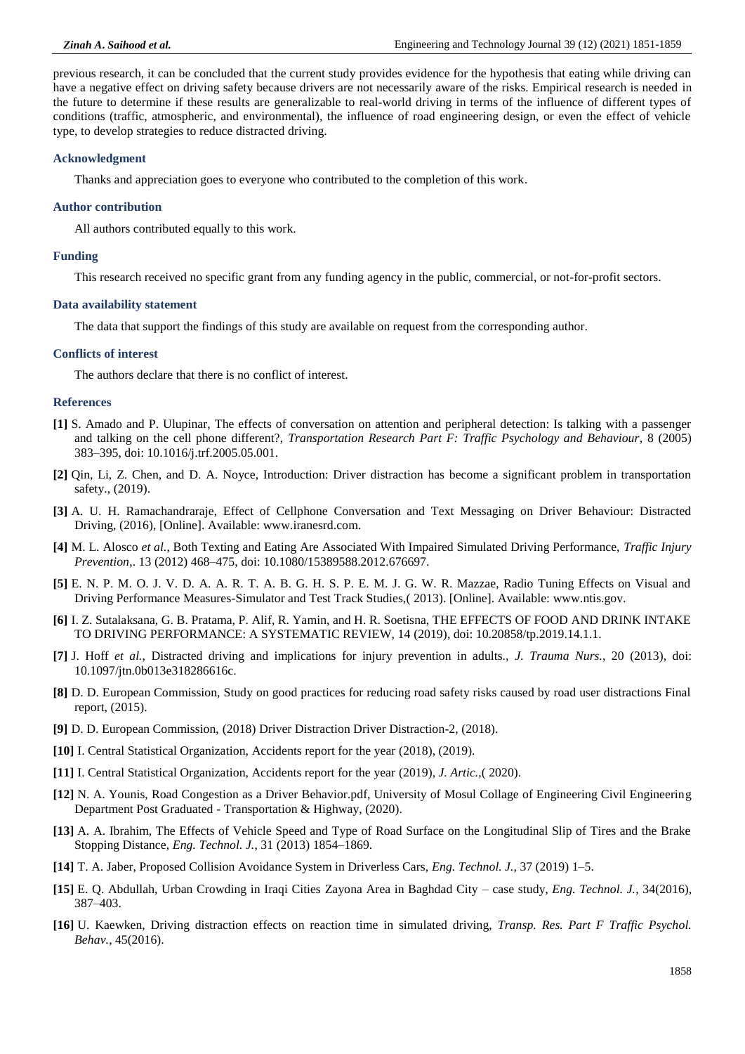previous research, it can be concluded that the current study provides evidence for the hypothesis that eating while driving can have a negative effect on driving safety because drivers are not necessarily aware of the risks. Empirical research is needed in the future to determine if these results are generalizable to real-world driving in terms of the influence of different types of conditions (traffic, atmospheric, and environmental), the influence of road engineering design, or even the effect of vehicle type, to develop strategies to reduce distracted driving.

### Acknowledgment

Thanks and appreciation goes to everyone who contributed to the completion of this work.

### Author contribution

All authors contributed equally to this work.

### Funding

This research received no specific grant from any funding agency in the public, commercial, or not-for-profit sectors.

### Data availability statement

The data that support the findings of this study are available on request from the corresponding author.

### Conflicts of interest

The authors declare that there is no conflict of interest.

### References

**[1]** S. Amado and P. Ulupinar, The effects of conversation on attention and peripheral detection: Is talking with a passenger and talking on the cell phone different?, *Transportation Research Part F: Traffic Psychology and Behaviour*, 8 (2005) 383–395, doi: 10.1016/j.trf.2005.05.001.

**[2]** Qin, Li, Z. Chen, and D. A. Noyce, Introduction: Driver distraction has become a significant problem in transportation safety., (2019).

**[3]** A. U. H. Ramachandraraje, Effect of Cellphone Conversation and Text Messaging on Driver Behaviour: Distracted Driving, (2016), [Online]. Available: www.iranesrd.com.

**[4]** M. L. Alosco *et al.*, Both Texting and Eating Are Associated With Impaired Simulated Driving Performance, *Traffic Injury Prevention*,. 13 (2012) 468–475, doi: 10.1080/15389588.2012.676697.

**[5]** E. N. P. M. O. J. V. D. A. A. R. T. A. B. G. H. S. P. E. M. J. G. W. R. Mazzae, Radio Tuning Effects on Visual and Driving Performance Measures-Simulator and Test Track Studies,( 2013). [Online]. Available: www.ntis.gov.

**[6]** I. Z. Sutalaksana, G. B. Pratama, P. Alif, R. Yamin, and H. R. Soetisna, THE EFFECTS OF FOOD AND DRINK INTAKE TO DRIVING PERFORMANCE: A SYSTEMATIC REVIEW, 14 (2019), doi: 10.20858/tp.2019.14.1.1.

**[7]** J. Hoff *et al.*, Distracted driving and implications for injury prevention in adults., *J. Trauma Nurs.*, 20 (2013), doi: 10.1097/jtn.0b013e318286616c.

**[8]** D. D. European Commission, Study on good practices for reducing road safety risks caused by road user distractions Final report, (2015).

**[9]** D. D. European Commission, (2018) Driver Distraction Driver Distraction-2, (2018).

**[10]** I. Central Statistical Organization, Accidents report for the year (2018), (2019).

**[11]** I. Central Statistical Organization, Accidents report for the year (2019), *J. Artic.*,( 2020).

**[12]** N. A. Younis, Road Congestion as a Driver Behavior.pdf, University of Mosul Collage of Engineering Civil Engineering Department Post Graduated - Transportation & Highway, (2020).

**[13]** A. A. Ibrahim, The Effects of Vehicle Speed and Type of Road Surface on the Longitudinal Slip of Tires and the Brake Stopping Distance, *Eng. Technol. J.*, 31 (2013) 1854–1869.

**[14]** T. A. Jaber, Proposed Collision Avoidance System in Driverless Cars, *Eng. Technol. J.*, 37 (2019) 1–5.

**[15]** E. Q. Abdullah, Urban Crowding in Iraqi Cities Zayona Area in Baghdad City – case study, *Eng. Technol. J.*, 34(2016), 387–403.

**[16]** U. Kaewken, Driving distraction effects on reaction time in simulated driving, *Transp. Res. Part F Traffic Psychol. Behav.*, 45(2016).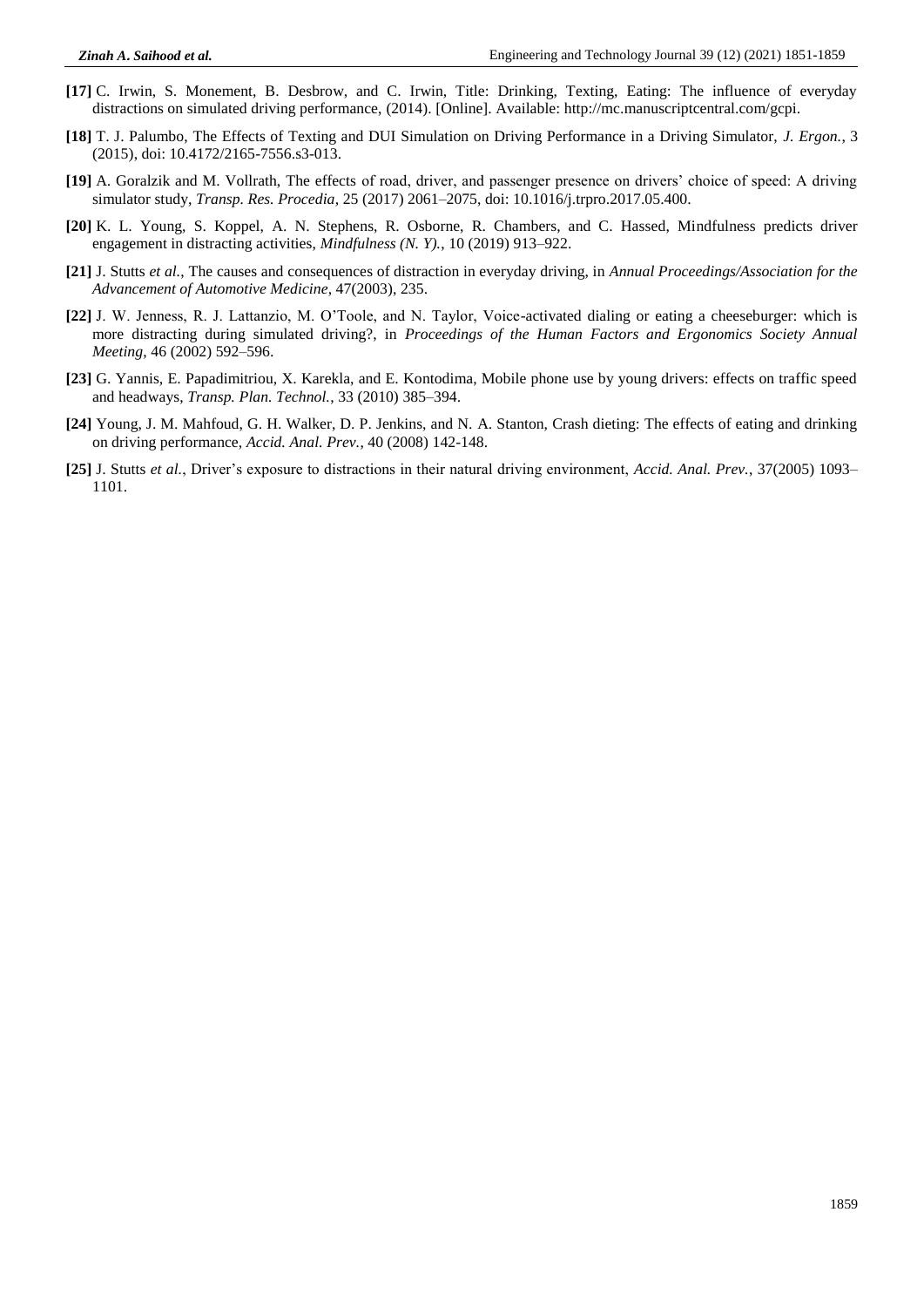**[17]** C. Irwin, S. Monement, B. Desbrow, and C. Irwin, Title: Drinking, Texting, Eating: The influence of everyday distractions on simulated driving performance, (2014). [Online]. Available: http://mc.manuscriptcentral.com/gcpi.

**[18]** T. J. Palumbo, The Effects of Texting and DUI Simulation on Driving Performance in a Driving Simulator, *J. Ergon.*, 3 (2015), doi: 10.4172/2165-7556.s3-013.

**[19]** A. Goralzik and M. Vollrath, The effects of road, driver, and passenger presence on drivers' choice of speed: A driving simulator study, *Transp. Res. Procedia*, 25 (2017) 2061–2075, doi: 10.1016/j.trpro.2017.05.400.

**[20]** K. L. Young, S. Koppel, A. N. Stephens, R. Osborne, R. Chambers, and C. Hassed, Mindfulness predicts driver engagement in distracting activities, *Mindfulness (N. Y).*, 10 (2019) 913–922.

**[21]** J. Stutts *et al.*, The causes and consequences of distraction in everyday driving, in *Annual Proceedings/Association for the Advancement of Automotive Medicine*, 47(2003), 235.

**[22]** J. W. Jenness, R. J. Lattanzio, M. O'Toole, and N. Taylor, Voice-activated dialing or eating a cheeseburger: which is more distracting during simulated driving?, in *Proceedings of the Human Factors and Ergonomics Society Annual Meeting*, 46 (2002) 592–596.

**[23]** G. Yannis, E. Papadimitriou, X. Karekla, and E. Kontodima, Mobile phone use by young drivers: effects on traffic speed and headways, *Transp. Plan. Technol.*, 33 (2010) 385–394.

**[24]** Young, J. M. Mahfoud, G. H. Walker, D. P. Jenkins, and N. A. Stanton, Crash dieting: The effects of eating and drinking on driving performance, *Accid. Anal. Prev.*, 40 (2008) 142-148.

**[25]** J. Stutts *et al.*, Driver's exposure to distractions in their natural driving environment, *Accid. Anal. Prev.*, 37(2005) 1093–1101.